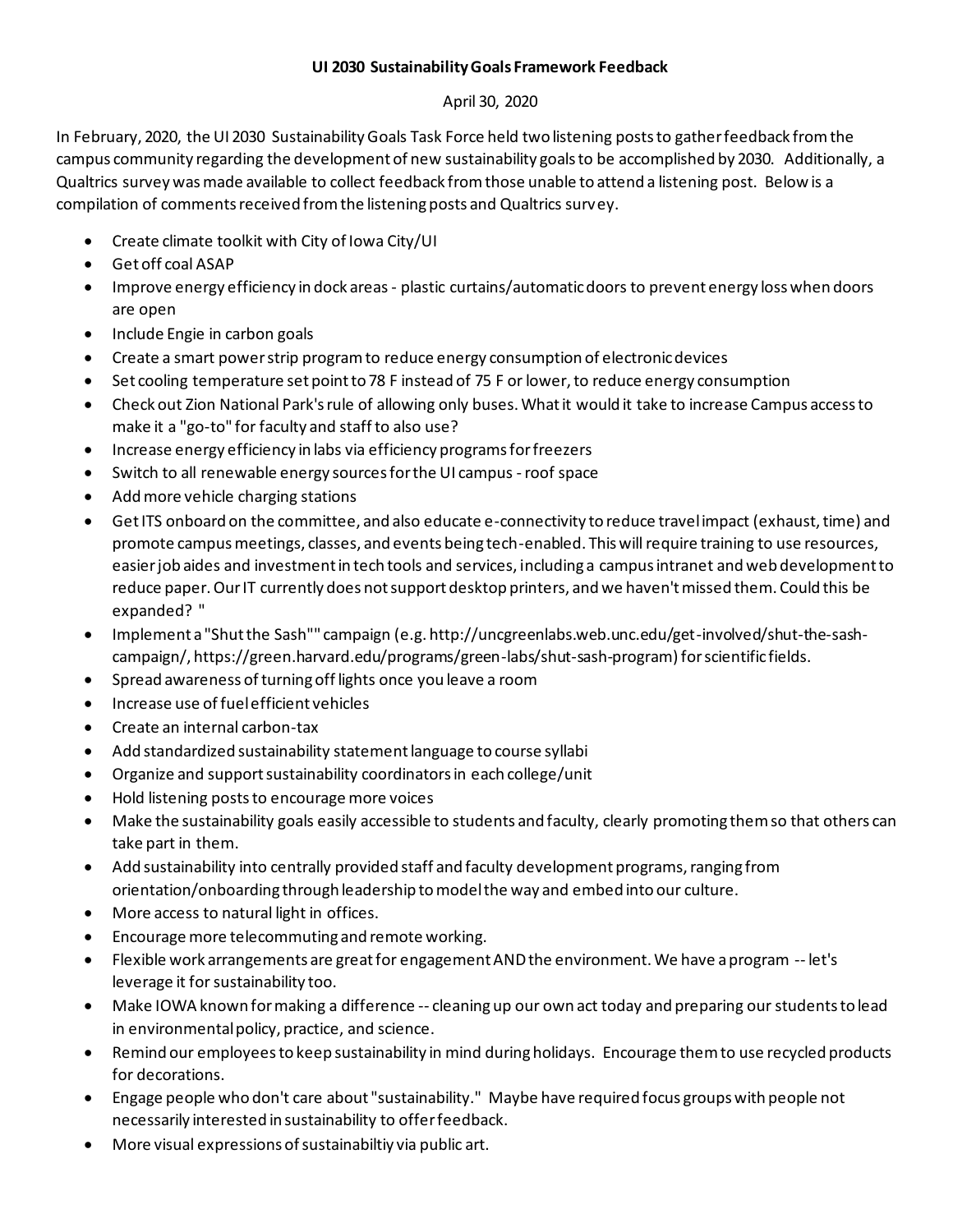# UI 2030 Sustainability Goals Framework Feedback

April 30, 2020

In February, 2020, the UI 2030 Sustainability Goals Task Force held two listening posts to gather feedback from the campus community regarding the development of new sustainability goals to be accomplished by 2030. Additionally, a Qualtrics survey was made available to collect feedback from those unable to attend a listening post. Below is a compilation of comments received from the listening posts and Qualtrics survey.

- Create climate toolkit with City of Iowa City/UI
- Get off coal ASAP
- Improve energy efficiency in dock areas - plastic curtains/automatic doors to prevent energy loss when doors are open
- Include Engie in carbon goals
- Create a smart power strip program to reduce energy consumption of electronic devices
- Set cooling temperature set point to 78 F instead of 75 F or lower, to reduce energy consumption
- Check out Zion National Park's rule of allowing only buses. What it would it take to increase Campus access to make it a "go-to" for faculty and staff to also use?
- Increase energy efficiency in labs via efficiency programs for freezers
- Switch to all renewable energy sources for the UI campus - roof space
- Add more vehicle charging stations
- Get ITS onboard on the committee, and also educate e-connectivity to reduce travel impact (exhaust, time) and promote campus meetings, classes, and events being tech-enabled. This will require training to use resources, easier job aides and investment in tech tools and services, including a campus intranet and web development to reduce paper. Our IT currently does not support desktop printers, and we haven't missed them. Could this be expanded? "
- Implement a "Shut the Sash"" campaign (e.g. http://uncgreenlabs.web.unc.edu/get-involved/shut-the-sash-campaign/, https://green.harvard.edu/programs/green-labs/shut-sash-program) for scientific fields.
- Spread awareness of turning off lights once you leave a room
- Increase use of fuel efficient vehicles
- Create an internal carbon-tax
- Add standardized sustainability statement language to course syllabi
- Organize and support sustainability coordinators in each college/unit
- Hold listening posts to encourage more voices
- Make the sustainability goals easily accessible to students and faculty, clearly promoting them so that others can take part in them.
- Add sustainability into centrally provided staff and faculty development programs, ranging from orientation/onboarding through leadership to model the way and embed into our culture.
- More access to natural light in offices.
- Encourage more telecommuting and remote working.
- Flexible work arrangements are great for engagement AND the environment. We have a program -- let's leverage it for sustainability too.
- Make IOWA known for making a difference -- cleaning up our own act today and preparing our students to lead in environmental policy, practice, and science.
- Remind our employees to keep sustainability in mind during holidays. Encourage them to use recycled products for decorations.
- Engage people who don't care about "sustainability." Maybe have required focus groups with people not necessarily interested in sustainability to offer feedback.
- More visual expressions of sustainabiltiy via public art.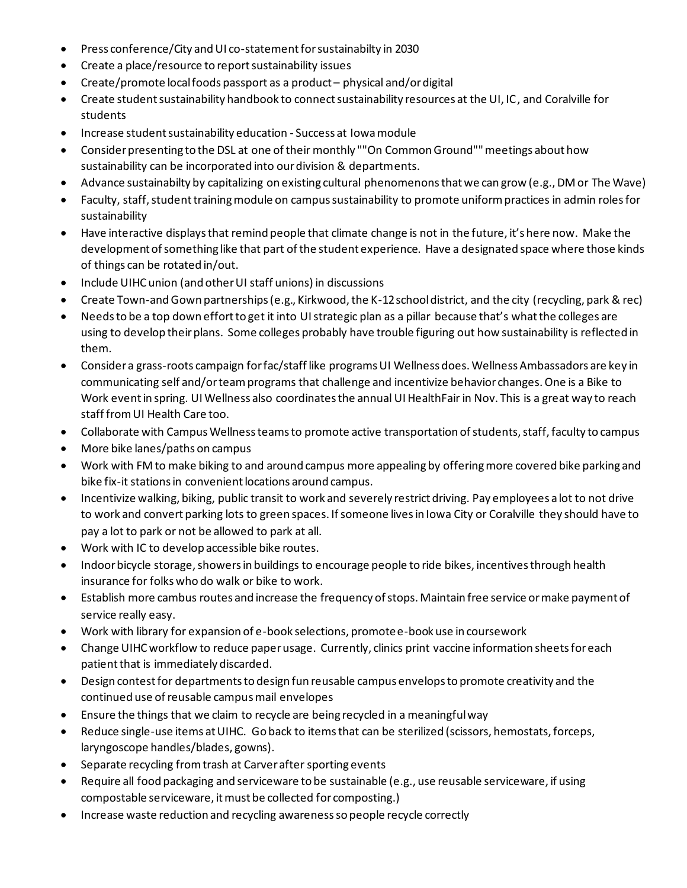- Press conference/City and UI co-statement for sustainabilty in 2030
- Create a place/resource to report sustainability issues
- Create/promote local foods passport as a product – physical and/or digital
- Create student sustainability handbook to connect sustainability resources at the UI, IC, and Coralville for students
- Increase student sustainability education - Success at Iowa module
- Consider presenting to the DSL at one of their monthly ""On Common Ground"" meetings about how sustainability can be incorporated into our division & departments.
- Advance sustainabilty by capitalizing on existing cultural phenomenons that we can grow (e.g., DM or The Wave)
- Faculty, staff, student training module on campus sustainability to promote uniform practices in admin roles for sustainability
- Have interactive displays that remind people that climate change is not in the future, it's here now. Make the development of something like that part of the student experience. Have a designated space where those kinds of things can be rotated in/out.
- Include UIHC union (and other UI staff unions) in discussions
- Create Town-and Gown partnerships (e.g., Kirkwood, the K-12 school district, and the city (recycling, park & rec)
- Needs to be a top down effort to get it into UI strategic plan as a pillar because that's what the colleges are using to develop their plans. Some colleges probably have trouble figuring out how sustainability is reflected in them.
- Consider a grass-roots campaign for fac/staff like programs UI Wellness does. Wellness Ambassadors are key in communicating self and/or team programs that challenge and incentivize behavior changes. One is a Bike to Work event in spring. UI Wellness also coordinates the annual UI HealthFair in Nov. This is a great way to reach staff from UI Health Care too.
- Collaborate with Campus Wellness teams to promote active transportation of students, staff, faculty to campus
- More bike lanes/paths on campus
- Work with FM to make biking to and around campus more appealing by offering more covered bike parking and bike fix-it stations in convenient locations around campus.
- Incentivize walking, biking, public transit to work and severely restrict driving. Pay employees a lot to not drive to work and convert parking lots to green spaces. If someone lives in Iowa City or Coralville they should have to pay a lot to park or not be allowed to park at all.
- Work with IC to develop accessible bike routes.
- Indoor bicycle storage, showers in buildings to encourage people to ride bikes, incentives through health insurance for folks who do walk or bike to work.
- Establish more cambus routes and increase the frequency of stops. Maintain free service or make payment of service really easy.
- Work with library for expansion of e-book selections, promote e-book use in coursework
- Change UIHC workflow to reduce paper usage. Currently, clinics print vaccine information sheets for each patient that is immediately discarded.
- Design contest for departments to design fun reusable campus envelops to promote creativity and the continued use of reusable campus mail envelopes
- Ensure the things that we claim to recycle are being recycled in a meaningful way
- Reduce single-use items at UIHC. Go back to items that can be sterilized (scissors, hemostats, forceps, laryngoscope handles/blades, gowns).
- Separate recycling from trash at Carver after sporting events
- Require all food packaging and serviceware to be sustainable (e.g., use reusable serviceware, if using compostable serviceware, it must be collected for composting.)
- Increase waste reduction and recycling awareness so people recycle correctly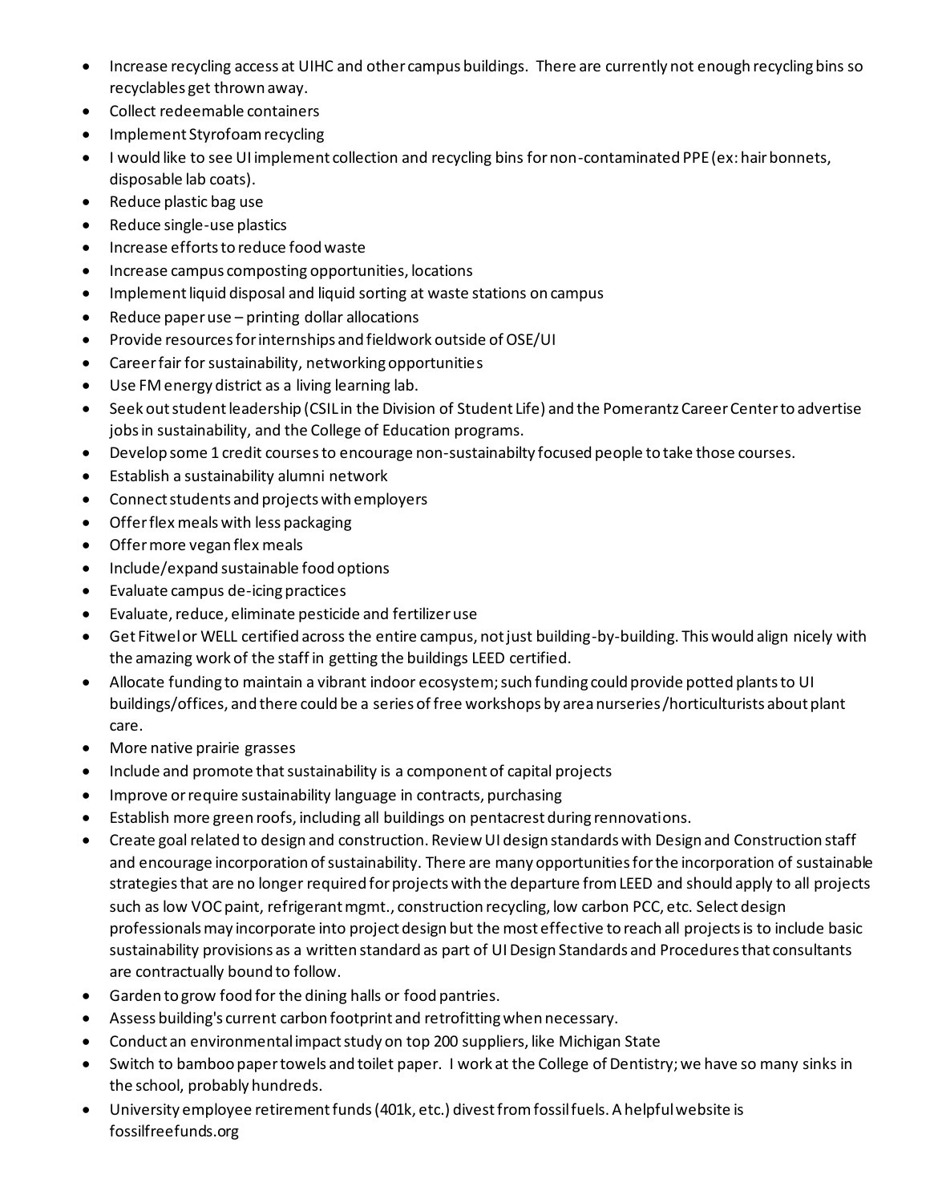- Increase recycling access at UIHC and other campus buildings. There are currently not enough recycling bins so recyclables get thrown away.
- Collect redeemable containers
- Implement Styrofoam recycling
- I would like to see UI implement collection and recycling bins for non-contaminated PPE (ex: hair bonnets, disposable lab coats).
- Reduce plastic bag use
- Reduce single-use plastics
- Increase efforts to reduce food waste
- Increase campus composting opportunities, locations
- Implement liquid disposal and liquid sorting at waste stations on campus
- Reduce paper use – printing dollar allocations
- Provide resources for internships and fieldwork outside of OSE/UI
- Career fair for sustainability, networking opportunities
- Use FM energy district as a living learning lab.
- Seek out student leadership (CSIL in the Division of Student Life) and the Pomerantz Career Center to advertise jobs in sustainability, and the College of Education programs.
- Develop some 1 credit courses to encourage non-sustainabilty focused people to take those courses.
- Establish a sustainability alumni network
- Connect students and projects with employers
- Offer flex meals with less packaging
- Offer more vegan flex meals
- Include/expand sustainable food options
- Evaluate campus de-icing practices
- Evaluate, reduce, eliminate pesticide and fertilizer use
- Get Fitwel or WELL certified across the entire campus, not just building-by-building. This would align nicely with the amazing work of the staff in getting the buildings LEED certified.
- Allocate funding to maintain a vibrant indoor ecosystem; such funding could provide potted plants to UI buildings/offices, and there could be a series of free workshops by area nurseries/horticulturists about plant care.
- More native prairie grasses
- Include and promote that sustainability is a component of capital projects
- Improve or require sustainability language in contracts, purchasing
- Establish more green roofs, including all buildings on pentacrest during rennovations.
- Create goal related to design and construction. Review UI design standards with Design and Construction staff and encourage incorporation of sustainability. There are many opportunities for the incorporation of sustainable strategies that are no longer required for projects with the departure from LEED and should apply to all projects such as low VOC paint, refrigerant mgmt., construction recycling, low carbon PCC, etc. Select design professionals may incorporate into project design but the most effective to reach all projects is to include basic sustainability provisions as a written standard as part of UI Design Standards and Procedures that consultants are contractually bound to follow.
- Garden to grow food for the dining halls or food pantries.
- Assess building's current carbon footprint and retrofitting when necessary.
- Conduct an environmental impact study on top 200 suppliers, like Michigan State
- Switch to bamboo paper towels and toilet paper. I work at the College of Dentistry; we have so many sinks in the school, probably hundreds.
- University employee retirement funds (401k, etc.) divest from fossil fuels. A helpful website is fossilfreefunds.org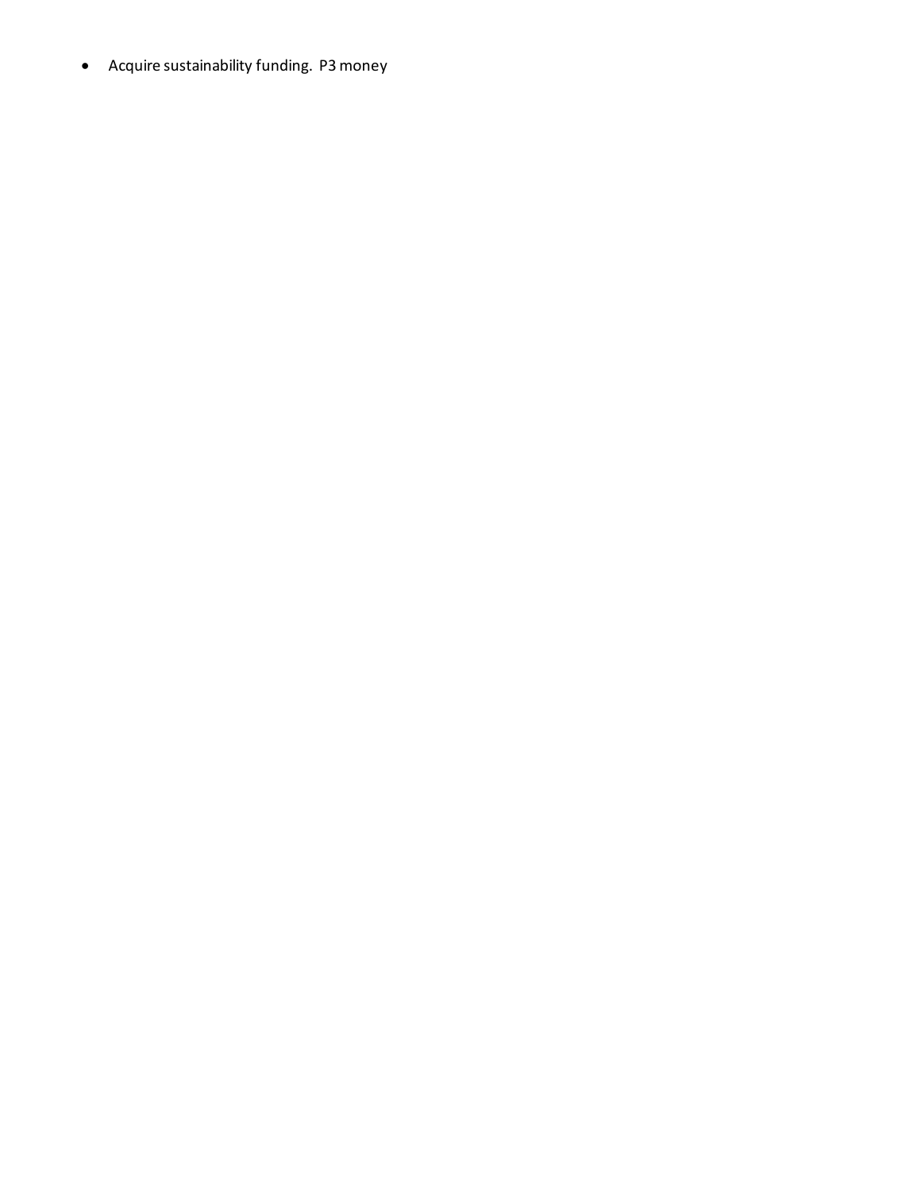- Acquire sustainability funding.  P3 money